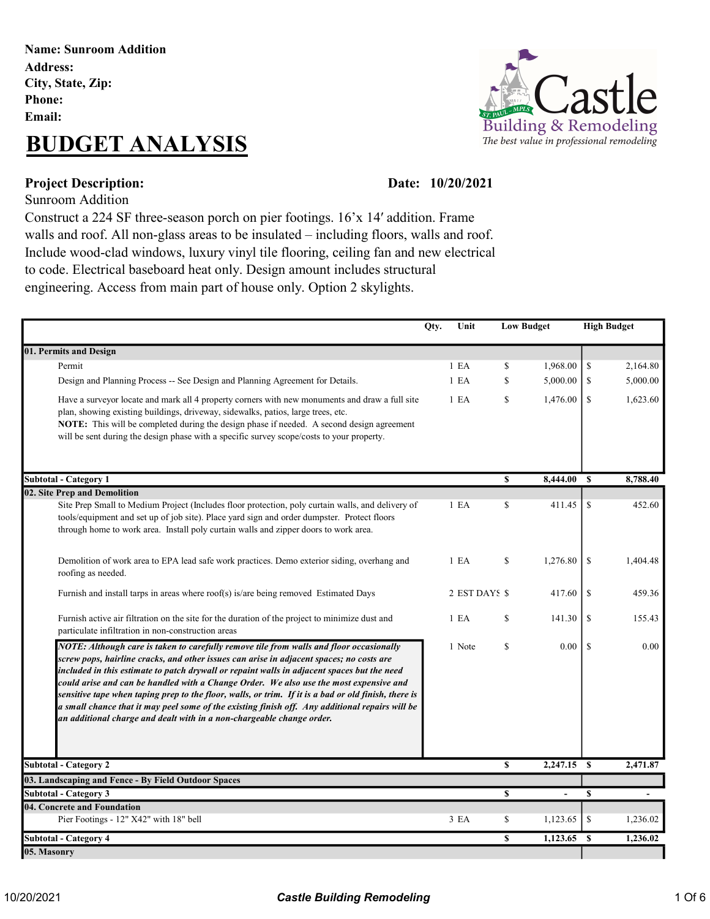**Name: Sunroom Addition**
**Address:**
**City, State, Zip:**
**Phone:**
**Email:**

Castle Building & Remodeling
*The best value in professional remodeling*

# BUDGET ANALYSIS

**Project Description:** **Date: 10/20/2021**

Sunroom Addition

Construct a 224 SF three-season porch on pier footings. 16'x 14′ addition. Frame walls and roof. All non-glass areas to be insulated – including floors, walls and roof. Include wood-clad windows, luxury vinyl tile flooring, ceiling fan and new electrical to code. Electrical baseboard heat only. Design amount includes structural engineering. Access from main part of house only. Option 2 skylights.

| | Qty. | Unit | Low Budget | High Budget |
|---|---|---|---|---|
| **01. Permits and Design** | | | | |
| Permit | 1 | EA | $ 1,968.00 | $ 2,164.80 |
| Design and Planning Process -- See Design and Planning Agreement for Details. | 1 | EA | $ 5,000.00 | $ 5,000.00 |
| Have a surveyor locate and mark all 4 property corners with new monuments and draw a full site plan, showing existing buildings, driveway, sidewalks, patios, large trees, etc. **NOTE:** This will be completed during the design phase if needed. A second design agreement will be sent during the design phase with a specific survey scope/costs to your property. | 1 | EA | $ 1,476.00 | $ 1,623.60 |
| **Subtotal - Category 1** | | | **$ 8,444.00** | **$ 8,788.40** |
| **02. Site Prep and Demolition** | | | | |
| Site Prep Small to Medium Project (Includes floor protection, poly curtain walls, and delivery of tools/equipment and set up of job site). Place yard sign and order dumpster. Protect floors through home to work area. Install poly curtain walls and zipper doors to work area. | 1 | EA | $ 411.45 | $ 452.60 |
| Demolition of work area to EPA lead safe work practices. Demo exterior siding, overhang and roofing as needed. | 1 | EA | $ 1,276.80 | $ 1,404.48 |
| Furnish and install tarps in areas where roof(s) is/are being removed Estimated Days | 2 | EST DAYS | $ 417.60 | $ 459.36 |
| Furnish active air filtration on the site for the duration of the project to minimize dust and particulate infiltration in non-construction areas | 1 | EA | $ 141.30 | $ 155.43 |
| ***NOTE: Although care is taken to carefully remove tile from walls and floor occasionally screw pops, hairline cracks, and other issues can arise in adjacent spaces; no costs are included in this estimate to patch drywall or repaint walls in adjacent spaces but the need could arise and can be handled with a Change Order. We also use the most expensive and sensitive tape when taping prep to the floor, walls, or trim. If it is a bad or old finish, there is a small chance that it may peel some of the existing finish off. Any additional repairs will be an additional charge and dealt with in a non-chargeable change order.*** | 1 | Note | $ 0.00 | $ 0.00 |
| **Subtotal - Category 2** | | | **$ 2,247.15** | **$ 2,471.87** |
| **03. Landscaping and Fence - By Field Outdoor Spaces** | | | | |
| **Subtotal - Category 3** | | | **$ -** | **$ -** |
| **04. Concrete and Foundation** | | | | |
| Pier Footings - 12" X42" with 18" bell | 3 | EA | $ 1,123.65 | $ 1,236.02 |
| **Subtotal - Category 4** | | | **$ 1,123.65** | **$ 1,236.02** |
| **05. Masonry** | | | | |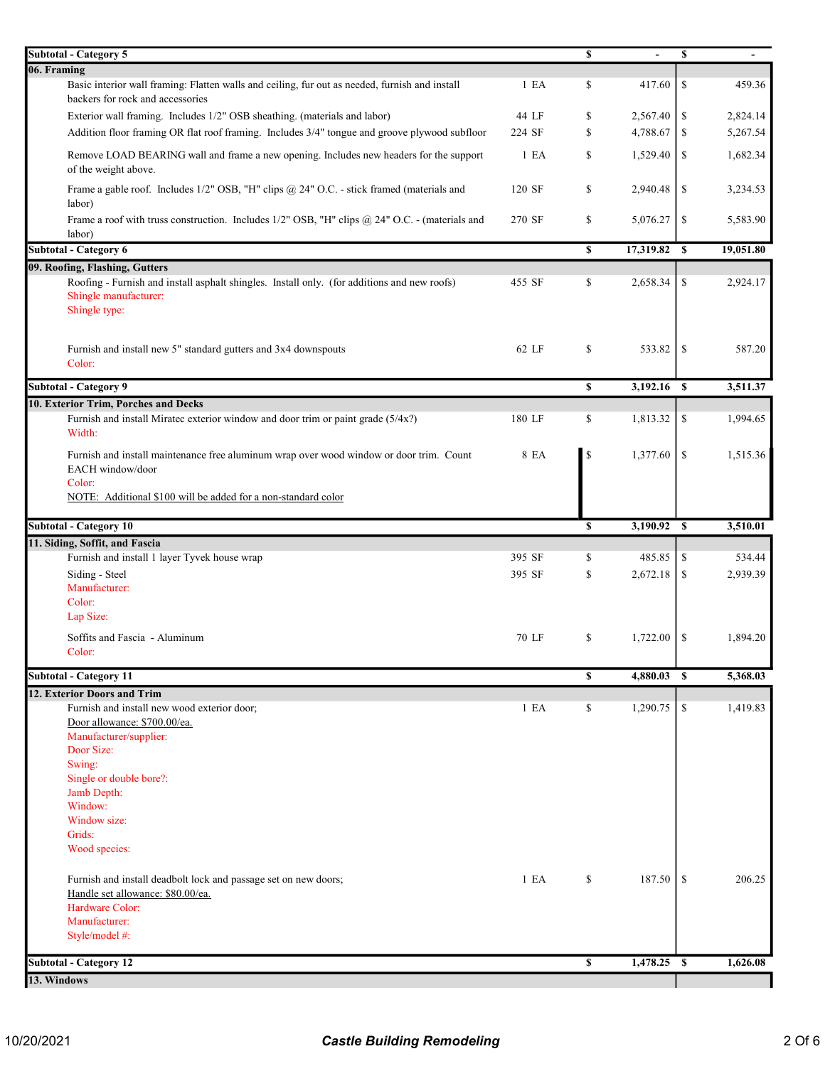| Description | Qty | | Cost | | Price |
|---|---|---|---|---|---|
| **Subtotal - Category 5** | | **$** | **-** | **$** | **-** |
| **06. Framing** | | | | | |
| Basic interior wall framing: Flatten walls and ceiling, fur out as needed, furnish and install backers for rock and accessories | 1 EA | $ | 417.60 | $ | 459.36 |
| Exterior wall framing. Includes 1/2" OSB sheathing. (materials and labor) | 44 LF | $ | 2,567.40 | $ | 2,824.14 |
| Addition floor framing OR flat roof framing. Includes 3/4" tongue and groove plywood subfloor | 224 SF | $ | 4,788.67 | $ | 5,267.54 |
| Remove LOAD BEARING wall and frame a new opening. Includes new headers for the support of the weight above. | 1 EA | $ | 1,529.40 | $ | 1,682.34 |
| Frame a gable roof. Includes 1/2" OSB, "H" clips @ 24" O.C. - stick framed (materials and labor) | 120 SF | $ | 2,940.48 | $ | 3,234.53 |
| Frame a roof with truss construction. Includes 1/2" OSB, "H" clips @ 24" O.C. - (materials and labor) | 270 SF | $ | 5,076.27 | $ | 5,583.90 |
| **Subtotal - Category 6** | | **$** | **17,319.82** | **$** | **19,051.80** |
| **09. Roofing, Flashing, Gutters** | | | | | |
| Roofing - Furnish and install asphalt shingles. Install only. (for additions and new roofs)<br>Shingle manufacturer:<br>Shingle type: | 455 SF | $ | 2,658.34 | $ | 2,924.17 |
| Furnish and install new 5" standard gutters and 3x4 downspouts<br>Color: | 62 LF | $ | 533.82 | $ | 587.20 |
| **Subtotal - Category 9** | | **$** | **3,192.16** | **$** | **3,511.37** |
| **10. Exterior Trim, Porches and Decks** | | | | | |
| Furnish and install Miratec exterior window and door trim or paint grade (5/4x?)<br>Width: | 180 LF | $ | 1,813.32 | $ | 1,994.65 |
| Furnish and install maintenance free aluminum wrap over wood window or door trim. Count EACH window/door<br>Color:<br>NOTE: Additional $100 will be added for a non-standard color | 8 EA | $ | 1,377.60 | $ | 1,515.36 |
| **Subtotal - Category 10** | | **$** | **3,190.92** | **$** | **3,510.01** |
| **11. Siding, Soffit, and Fascia** | | | | | |
| Furnish and install 1 layer Tyvek house wrap | 395 SF | $ | 485.85 | $ | 534.44 |
| Siding - Steel<br>Manufacturer:<br>Color:<br>Lap Size: | 395 SF | $ | 2,672.18 | $ | 2,939.39 |
| Soffits and Fascia - Aluminum<br>Color: | 70 LF | $ | 1,722.00 | $ | 1,894.20 |
| **Subtotal - Category 11** | | **$** | **4,880.03** | **$** | **5,368.03** |
| **12. Exterior Doors and Trim** | | | | | |
| Furnish and install new wood exterior door;<br>Door allowance: $700.00/ea.<br>Manufacturer/supplier:<br>Door Size:<br>Swing:<br>Single or double bore?:<br>Jamb Depth:<br>Window:<br>Window size:<br>Grids:<br>Wood species: | 1 EA | $ | 1,290.75 | $ | 1,419.83 |
| Furnish and install deadbolt lock and passage set on new doors;<br>Handle set allowance: $80.00/ea.<br>Hardware Color:<br>Manufacturer:<br>Style/model #: | 1 EA | $ | 187.50 | $ | 206.25 |
| **Subtotal - Category 12** | | **$** | **1,478.25** | **$** | **1,626.08** |
| **13. Windows** | | | | | |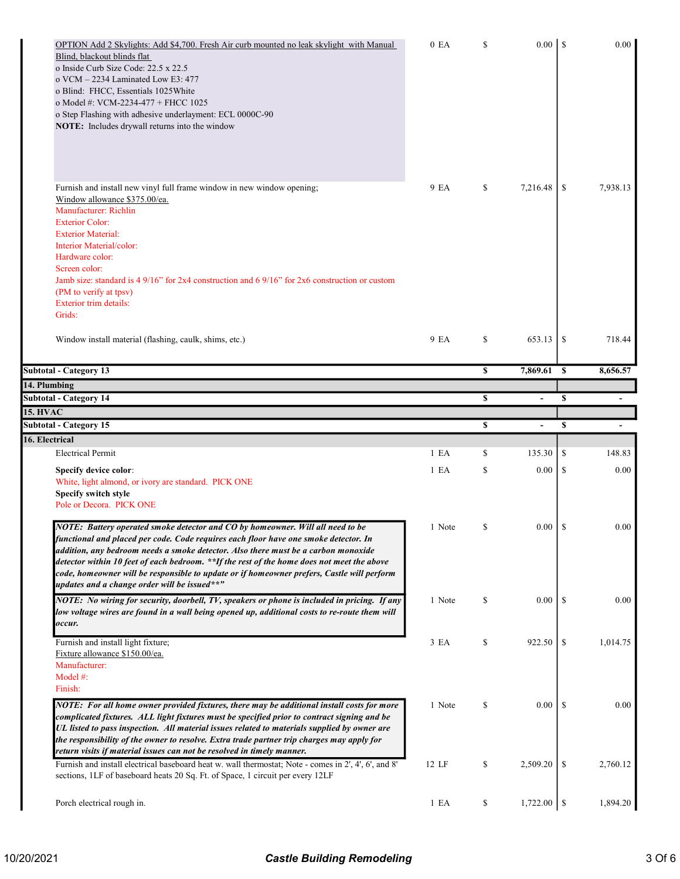| Description | Qty | | Cost | | Price |
|---|---|---|---|---|---|
| OPTION Add 2 Skylights: Add $4,700. Fresh Air curb mounted no leak skylight with Manual Blind, blackout blinds flat<br>o Inside Curb Size Code: 22.5 x 22.5<br>o VCM – 2234 Laminated Low E3: 477<br>o Blind: FHCC, Essentials 1025White<br>o Model #: VCM-2234-477 + FHCC 1025<br>o Step Flashing with adhesive underlayment: ECL 0000C-90<br>**NOTE:** Includes drywall returns into the window | 0 EA | $ | 0.00 | $ | 0.00 |
| Furnish and install new vinyl full frame window in new window opening;<br>Window allowance $375.00/ea.<br>Manufacturer: Richlin<br>Exterior Color:<br>Exterior Material:<br>Interior Material/color:<br>Hardware color:<br>Screen color:<br>Jamb size: standard is 4 9/16" for 2x4 construction and 6 9/16" for 2x6 construction or custom (PM to verify at tpsv)<br>Exterior trim details:<br>Grids: | 9 EA | $ | 7,216.48 | $ | 7,938.13 |
| Window install material (flashing, caulk, shims, etc.) | 9 EA | $ | 653.13 | $ | 718.44 |
| **Subtotal - Category 13** | | **$** | **7,869.61** | **$** | **8,656.57** |
| **14. Plumbing** | | | | | |
| **Subtotal - Category 14** | | **$** | **-** | **$** | **-** |
| **15. HVAC** | | | | | |
| **Subtotal - Category 15** | | **$** | **-** | **$** | **-** |
| **16. Electrical** | | | | | |
| Electrical Permit | 1 EA | $ | 135.30 | $ | 148.83 |
| **Specify device color**:<br>White, light almond, or ivory are standard. PICK ONE<br>**Specify switch style**<br>Pole or Decora. PICK ONE | 1 EA | $ | 0.00 | $ | 0.00 |
| ***NOTE: Battery operated smoke detector and CO by homeowner. Will all need to be functional and placed per code. Code requires each floor have one smoke detector. In addition, any bedroom needs a smoke detector. Also there must be a carbon monoxide detector within 10 feet of each bedroom. \*\*If the rest of the home does not meet the above code, homeowner will be responsible to update or if homeowner prefers, Castle will perform updates and a change order will be issued\*\*"*** | 1 Note | $ | 0.00 | $ | 0.00 |
| ***NOTE: No wiring for security, doorbell, TV, speakers or phone is included in pricing. If any low voltage wires are found in a wall being opened up, additional costs to re-route them will occur.*** | 1 Note | $ | 0.00 | $ | 0.00 |
| Furnish and install light fixture;<br>Fixture allowance $150.00/ea.<br>Manufacturer:<br>Model #:<br>Finish: | 3 EA | $ | 922.50 | $ | 1,014.75 |
| ***NOTE: For all home owner provided fixtures, there may be additional install costs for more complicated fixtures. ALL light fixtures must be specified prior to contract signing and be UL listed to pass inspection. All material issues related to materials supplied by owner are the responsibility of the owner to resolve. Extra trade partner trip charges may apply for return visits if material issues can not be resolved in timely manner.*** | 1 Note | $ | 0.00 | $ | 0.00 |
| Furnish and install electrical baseboard heat w. wall thermostat; Note - comes in 2', 4', 6', and 8' sections, 1LF of baseboard heats 20 Sq. Ft. of Space, 1 circuit per every 12LF | 12 LF | $ | 2,509.20 | $ | 2,760.12 |
| Porch electrical rough in. | 1 EA | $ | 1,722.00 | $ | 1,894.20 |

10/20/2021 — *Castle Building Remodeling*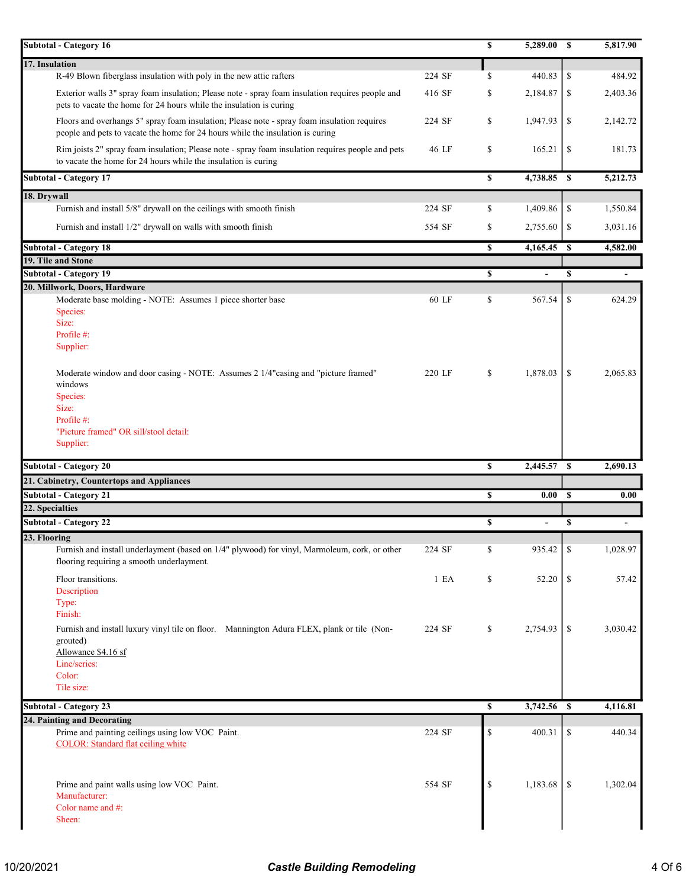| Description | Qty | | Cost | | Price |
|---|---|---|---|---|---|
| **Subtotal - Category 16** | | **$** | **5,289.00** | **$** | **5,817.90** |
| **17. Insulation** | | | | | |
| R-49 Blown fiberglass insulation with poly in the new attic rafters | 224 SF | $ | 440.83 | $ | 484.92 |
| Exterior walls 3" spray foam insulation; Please note - spray foam insulation requires people and pets to vacate the home for 24 hours while the insulation is curing | 416 SF | $ | 2,184.87 | $ | 2,403.36 |
| Floors and overhangs 5" spray foam insulation; Please note - spray foam insulation requires people and pets to vacate the home for 24 hours while the insulation is curing | 224 SF | $ | 1,947.93 | $ | 2,142.72 |
| Rim joists 2" spray foam insulation; Please note - spray foam insulation requires people and pets to vacate the home for 24 hours while the insulation is curing | 46 LF | $ | 165.21 | $ | 181.73 |
| **Subtotal - Category 17** | | **$** | **4,738.85** | **$** | **5,212.73** |
| **18. Drywall** | | | | | |
| Furnish and install 5/8" drywall on the ceilings with smooth finish | 224 SF | $ | 1,409.86 | $ | 1,550.84 |
| Furnish and install 1/2" drywall on walls with smooth finish | 554 SF | $ | 2,755.60 | $ | 3,031.16 |
| **Subtotal - Category 18** | | **$** | **4,165.45** | **$** | **4,582.00** |
| **19. Tile and Stone** | | | | | |
| **Subtotal - Category 19** | | **$** | **-** | **$** | **-** |
| **20. Millwork, Doors, Hardware** | | | | | |
| Moderate base molding - NOTE: Assumes 1 piece shorter base<br>Species:<br>Size:<br>Profile #:<br>Supplier: | 60 LF | $ | 567.54 | $ | 624.29 |
| Moderate window and door casing - NOTE: Assumes 2 1/4"casing and "picture framed" windows<br>Species:<br>Size:<br>Profile #:<br>"Picture framed" OR sill/stool detail:<br>Supplier: | 220 LF | $ | 1,878.03 | $ | 2,065.83 |
| **Subtotal - Category 20** | | **$** | **2,445.57** | **$** | **2,690.13** |
| **21. Cabinetry, Countertops and Appliances** | | | | | |
| **Subtotal - Category 21** | | **$** | **0.00** | **$** | **0.00** |
| **22. Specialties** | | | | | |
| **Subtotal - Category 22** | | **$** | **-** | **$** | **-** |
| **23. Flooring** | | | | | |
| Furnish and install underlayment (based on 1/4" plywood) for vinyl, Marmoleum, cork, or other flooring requiring a smooth underlayment. | 224 SF | $ | 935.42 | $ | 1,028.97 |
| Floor transitions.<br>Description<br>Type:<br>Finish: | 1 EA | $ | 52.20 | $ | 57.42 |
| Furnish and install luxury vinyl tile on floor. Mannington Adura FLEX, plank or tile (Non-grouted)<br>Allowance $4.16 sf<br>Line/series:<br>Color:<br>Tile size: | 224 SF | $ | 2,754.93 | $ | 3,030.42 |
| **Subtotal - Category 23** | | **$** | **3,742.56** | **$** | **4,116.81** |
| **24. Painting and Decorating** | | | | | |
| Prime and painting ceilings using low VOC Paint.<br>COLOR: Standard flat ceiling white | 224 SF | $ | 400.31 | $ | 440.34 |
| Prime and paint walls using low VOC Paint.<br>Manufacturer:<br>Color name and #:<br>Sheen: | 554 SF | $ | 1,183.68 | $ | 1,302.04 |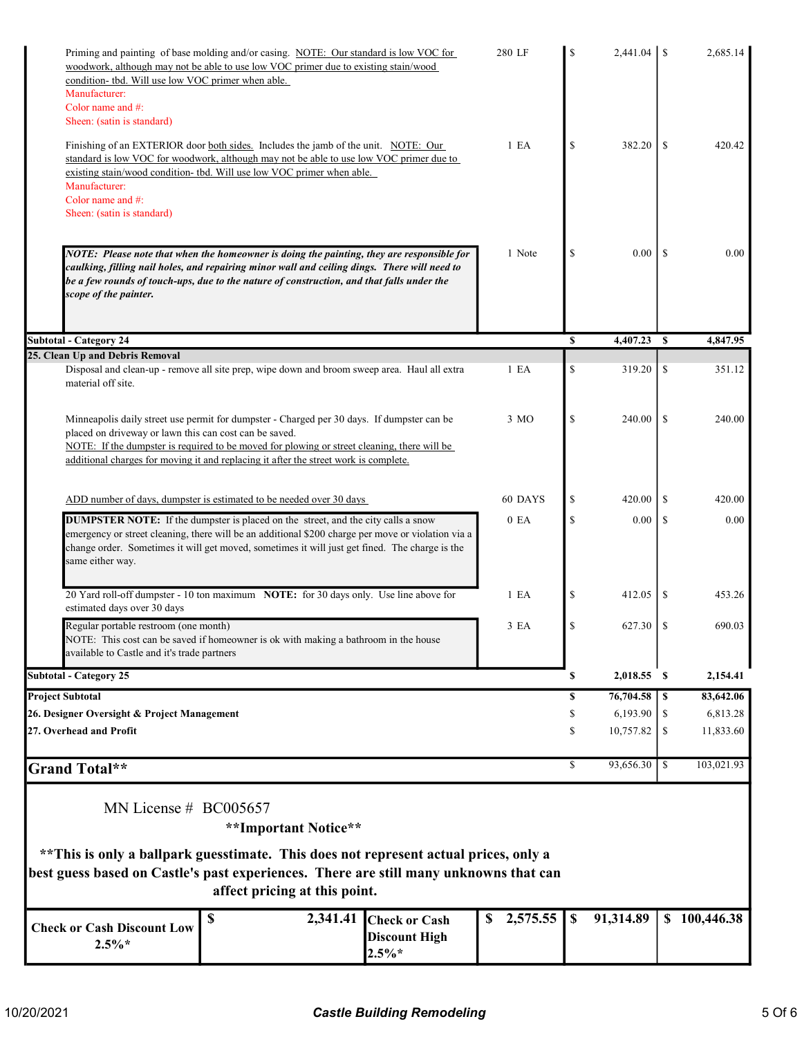| Description | Qty | | Low | | High |
|---|---|---|---|---|---|
| Priming and painting of base molding and/or casing. NOTE: Our standard is low VOC for woodwork, although may not be able to use low VOC primer due to existing stain/wood condition- tbd. Will use low VOC primer when able.<br>Manufacturer:<br>Color name and #:<br>Sheen: (satin is standard) | 280 LF | $ | 2,441.04 | $ | 2,685.14 |
| Finishing of an EXTERIOR door both sides. Includes the jamb of the unit. NOTE: Our standard is low VOC for woodwork, although may not be able to use low VOC primer due to existing stain/wood condition- tbd. Will use low VOC primer when able.<br>Manufacturer:<br>Color name and #:<br>Sheen: (satin is standard) | 1 EA | $ | 382.20 | $ | 420.42 |
| ***NOTE: Please note that when the homeowner is doing the painting, they are responsible for caulking, filling nail holes, and repairing minor wall and ceiling dings. There will need to be a few rounds of touch-ups, due to the nature of construction, and that falls under the scope of the painter.*** | 1 Note | $ | 0.00 | $ | 0.00 |
| **Subtotal - Category 24** | | **$** | **4,407.23** | **$** | **4,847.95** |
| **25. Clean Up and Debris Removal** | | | | | |
| Disposal and clean-up - remove all site prep, wipe down and broom sweep area. Haul all extra material off site. | 1 EA | $ | 319.20 | $ | 351.12 |
| Minneapolis daily street use permit for dumpster - Charged per 30 days. If dumpster can be placed on driveway or lawn this can cost can be saved.<br>NOTE: If the dumpster is required to be moved for plowing or street cleaning, there will be additional charges for moving it and replacing it after the street work is complete. | 3 MO | $ | 240.00 | $ | 240.00 |
| ADD number of days, dumpster is estimated to be needed over 30 days | 60 DAYS | $ | 420.00 | $ | 420.00 |
| **DUMPSTER NOTE:** If the dumpster is placed on the street, and the city calls a snow emergency or street cleaning, there will be an additional $200 charge per move or violation via a change order. Sometimes it will get moved, sometimes it will just get fined. The charge is the same either way. | 0 EA | $ | 0.00 | $ | 0.00 |
| 20 Yard roll-off dumpster - 10 ton maximum **NOTE:** for 30 days only. Use line above for estimated days over 30 days | 1 EA | $ | 412.05 | $ | 453.26 |
| Regular portable restroom (one month)<br>NOTE: This cost can be saved if homeowner is ok with making a bathroom in the house available to Castle and it's trade partners | 3 EA | $ | 627.30 | $ | 690.03 |
| **Subtotal - Category 25** | | **$** | **2,018.55** | **$** | **2,154.41** |
| **Project Subtotal** | | **$** | **76,704.58** | **$** | **83,642.06** |
| **26. Designer Oversight & Project Management** | | $ | 6,193.90 | $ | 6,813.28 |
| **27. Overhead and Profit** | | $ | 10,757.82 | $ | 11,833.60 |
| **Grand Total**** | | $ | 93,656.30 | $ | 103,021.93 |

MN License # BC005657

****Important Notice****

****This is only a ballpark guesstimate. This does not represent actual prices, only a best guess based on Castle's past experiences. There are still many unknowns that can affect pricing at this point.**

| Check or Cash Discount Low 2.5%* | $ 2,341.41 | Check or Cash Discount High 2.5%* | $ 2,575.55 | $ 91,314.89 | $ 100,446.38 |
|---|---|---|---|---|---|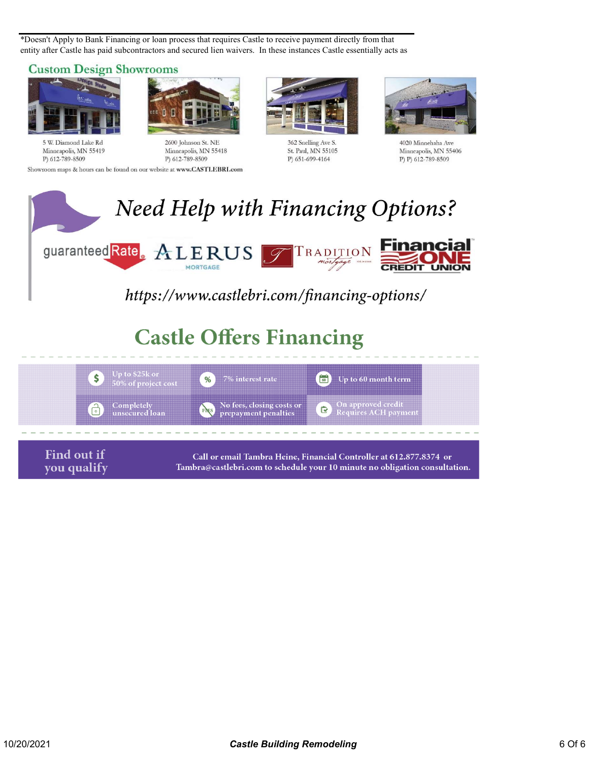*Doesn't Apply to Bank Financing or loan process that requires Castle to receive payment directly from that entity after Castle has paid subcontractors and secured lien waivers. In these instances Castle essentially acts as

## Custom Design Showrooms

5 W. Diamond Lake Rd
Minneapolis, MN 55419
P) 612-789-8509

2600 Johnson St. NE
Minneapolis, MN 55418
P) 612-789-8509

362 Snelling Ave S.
St. Paul, MN 55105
P) 651-699-4164

4020 Minnehaha Ave
Minneapolis, MN 55406
P) P) 612-789-8509

Showroom maps & hours can be found on our website at **www.CASTLEBRI.com**

## *Need Help with Financing Options?*

guaranteedRate ALERUS MORTGAGE TRADITION mortgage Financial ONE CREDIT UNION

*https://www.castlebri.com/financing-options/*

## Castle Offers Financing

- Up to $25k or 50% of project cost
- 7% interest rate
- Up to 60 month term
- Completely unsecured loan
- No fees, closing costs or prepayment penalties
- On approved credit Requires ACH payment

**Find out if you qualify**

**Call or email Tambra Heine, Financial Controller at 612.877.8374 or Tambra@castlebri.com to schedule your 10 minute no obligation consultation.**